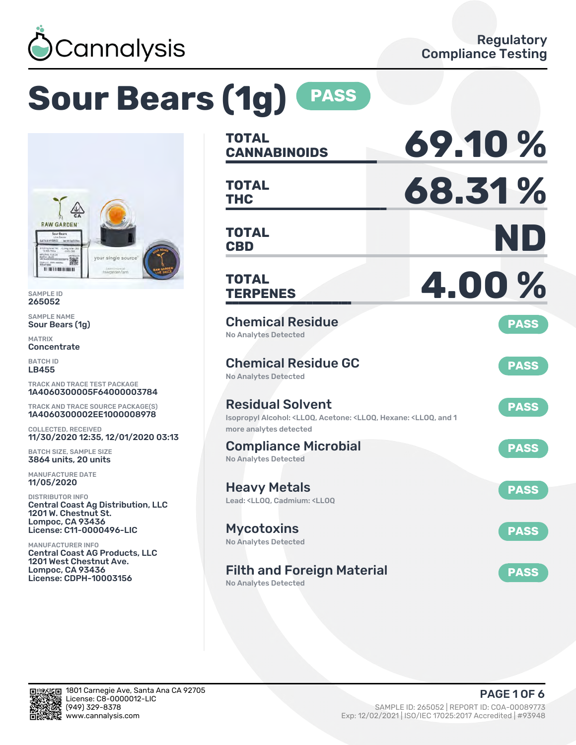Cannalysis

Regulatory Compliance Testing

# Sour Bears (1g) PASS

SAMPLE ID
265052

SAMPLE NAME
Sour Bears (1g)

MATRIX
Concentrate

BATCH ID
LB455

TRACK AND TRACE TEST PACKAGE
1A4060300005F64000003784

TRACK AND TRACE SOURCE PACKAGE(S)
1A4060300002EE1000008978

COLLECTED, RECEIVED
11/30/2020 12:35, 12/01/2020 03:13

BATCH SIZE, SAMPLE SIZE
3864 units, 20 units

MANUFACTURE DATE
11/05/2020

DISTRIBUTOR INFO
Central Coast Ag Distribution, LLC
1201 W. Chestnut St.
Lompoc, CA 93436
License: C11-0000496-LIC

MANUFACTURER INFO
Central Coast AG Products, LLC
1201 West Chestnut Ave.
Lompoc, CA 93436
License: CDPH-10003156

| | |
|---|---|
| **TOTAL CANNABINOIDS** | **69.10 %** |
| **TOTAL THC** | **68.31 %** |
| **TOTAL CBD** | **ND** |
| **TOTAL TERPENES** | **4.00 %** |

## Chemical Residue — PASS
No Analytes Detected

## Chemical Residue GC — PASS
No Analytes Detected

## Residual Solvent — PASS
Isopropyl Alcohol: <LLOQ, Acetone: <LLOQ, Hexane: <LLOQ, and 1 more analytes detected

## Compliance Microbial — PASS
No Analytes Detected

## Heavy Metals — PASS
Lead: <LLOQ, Cadmium: <LLOQ

## Mycotoxins — PASS
No Analytes Detected

## Filth and Foreign Material — PASS
No Analytes Detected

1801 Carnegie Ave, Santa Ana CA 92705
License: C8-0000012-LIC
(949) 329-8378
www.cannalysis.com

SAMPLE ID: 265052 | REPORT ID: COA-00089773
Exp: 12/02/2021 | ISO/IEC 17025:2017 Accredited | #93948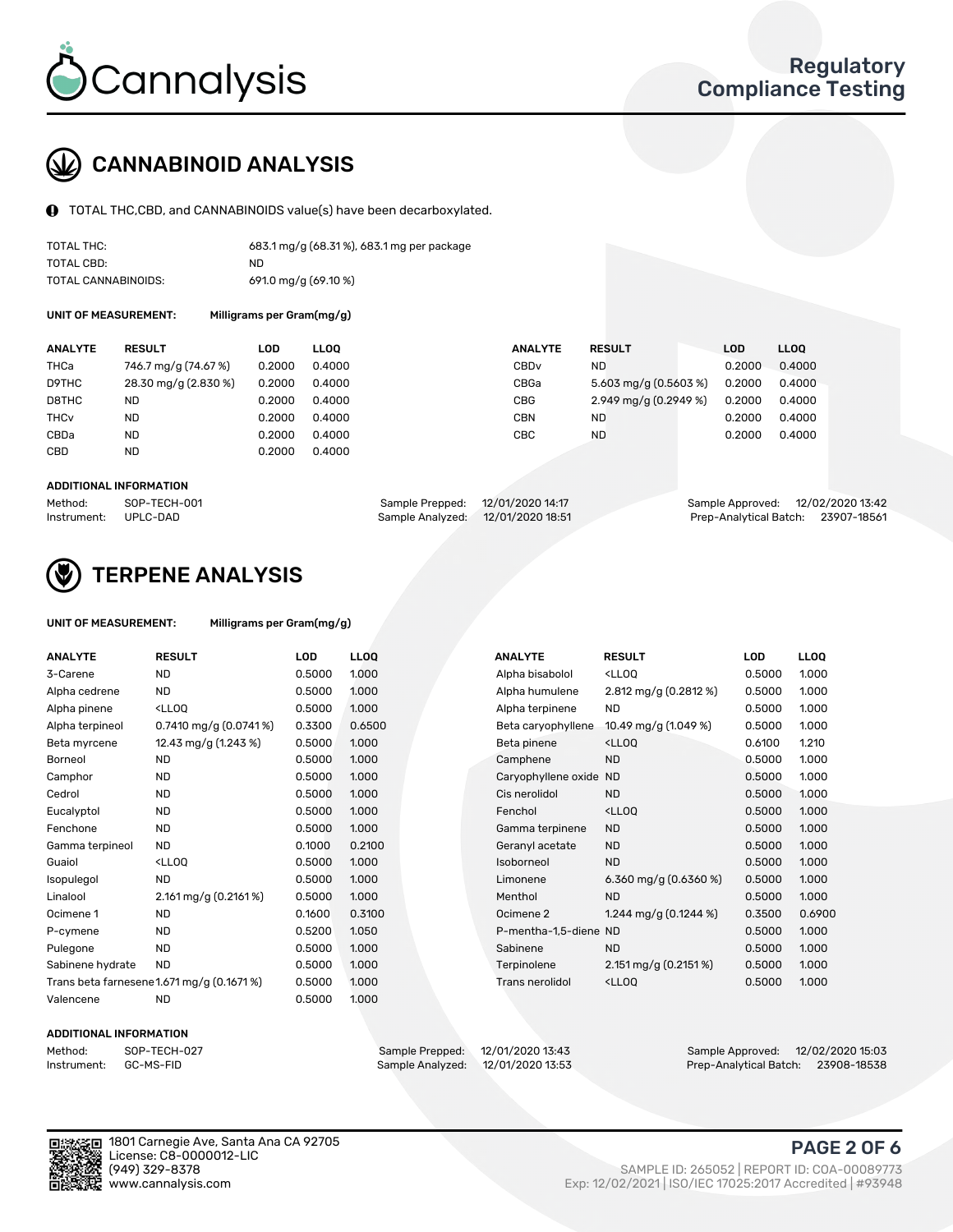Cannalysis

Regulatory Compliance Testing

## CANNABINOID ANALYSIS

TOTAL THC,CBD, and CANNABINOIDS value(s) have been decarboxylated.

| | |
|---|---|
| TOTAL THC: | 683.1 mg/g (68.31 %), 683.1 mg per package |
| TOTAL CBD: | ND |
| TOTAL CANNABINOIDS: | 691.0 mg/g (69.10 %) |

**UNIT OF MEASUREMENT:** Milligrams per Gram(mg/g)

| ANALYTE | RESULT | LOD | LLOQ | ANALYTE | RESULT | LOD | LLOQ |
|---|---|---|---|---|---|---|---|
| THCa | 746.7 mg/g (74.67 %) | 0.2000 | 0.4000 | CBDv | ND | 0.2000 | 0.4000 |
| D9THC | 28.30 mg/g (2.830 %) | 0.2000 | 0.4000 | CBGa | 5.603 mg/g (0.5603 %) | 0.2000 | 0.4000 |
| D8THC | ND | 0.2000 | 0.4000 | CBG | 2.949 mg/g (0.2949 %) | 0.2000 | 0.4000 |
| THCv | ND | 0.2000 | 0.4000 | CBN | ND | 0.2000 | 0.4000 |
| CBDa | ND | 0.2000 | 0.4000 | CBC | ND | 0.2000 | 0.4000 |
| CBD | ND | 0.2000 | 0.4000 | | | | |

**ADDITIONAL INFORMATION**

| | | | | | |
|---|---|---|---|---|---|
| Method: | SOP-TECH-001 | Sample Prepped: | 12/01/2020 14:17 | Sample Approved: | 12/02/2020 13:42 |
| Instrument: | UPLC-DAD | Sample Analyzed: | 12/01/2020 18:51 | Prep-Analytical Batch: | 23907-18561 |

## TERPENE ANALYSIS

**UNIT OF MEASUREMENT:** Milligrams per Gram(mg/g)

| ANALYTE | RESULT | LOD | LLOQ | ANALYTE | RESULT | LOD | LLOQ |
|---|---|---|---|---|---|---|---|
| 3-Carene | ND | 0.5000 | 1.000 | Alpha bisabolol | <LLOQ | 0.5000 | 1.000 |
| Alpha cedrene | ND | 0.5000 | 1.000 | Alpha humulene | 2.812 mg/g (0.2812 %) | 0.5000 | 1.000 |
| Alpha pinene | <LLOQ | 0.5000 | 1.000 | Alpha terpinene | ND | 0.5000 | 1.000 |
| Alpha terpineol | 0.7410 mg/g (0.0741 %) | 0.3300 | 0.6500 | Beta caryophyllene | 10.49 mg/g (1.049 %) | 0.5000 | 1.000 |
| Beta myrcene | 12.43 mg/g (1.243 %) | 0.5000 | 1.000 | Beta pinene | <LLOQ | 0.6100 | 1.210 |
| Borneol | ND | 0.5000 | 1.000 | Camphene | ND | 0.5000 | 1.000 |
| Camphor | ND | 0.5000 | 1.000 | Caryophyllene oxide | ND | 0.5000 | 1.000 |
| Cedrol | ND | 0.5000 | 1.000 | Cis nerolidol | ND | 0.5000 | 1.000 |
| Eucalyptol | ND | 0.5000 | 1.000 | Fenchol | <LLOQ | 0.5000 | 1.000 |
| Fenchone | ND | 0.5000 | 1.000 | Gamma terpinene | ND | 0.5000 | 1.000 |
| Gamma terpineol | ND | 0.1000 | 0.2100 | Geranyl acetate | ND | 0.5000 | 1.000 |
| Guaiol | <LLOQ | 0.5000 | 1.000 | Isoborneol | ND | 0.5000 | 1.000 |
| Isopulegol | ND | 0.5000 | 1.000 | Limonene | 6.360 mg/g (0.6360 %) | 0.5000 | 1.000 |
| Linalool | 2.161 mg/g (0.2161 %) | 0.5000 | 1.000 | Menthol | ND | 0.5000 | 1.000 |
| Ocimene 1 | ND | 0.1600 | 0.3100 | Ocimene 2 | 1.244 mg/g (0.1244 %) | 0.3500 | 0.6900 |
| P-cymene | ND | 0.5200 | 1.050 | P-mentha-1,5-diene | ND | 0.5000 | 1.000 |
| Pulegone | ND | 0.5000 | 1.000 | Sabinene | ND | 0.5000 | 1.000 |
| Sabinene hydrate | ND | 0.5000 | 1.000 | Terpinolene | 2.151 mg/g (0.2151 %) | 0.5000 | 1.000 |
| Trans beta farnesene | 1.671 mg/g (0.1671 %) | 0.5000 | 1.000 | Trans nerolidol | <LLOQ | 0.5000 | 1.000 |
| Valencene | ND | 0.5000 | 1.000 | | | | |

**ADDITIONAL INFORMATION**

| | | | | | |
|---|---|---|---|---|---|
| Method: | SOP-TECH-027 | Sample Prepped: | 12/01/2020 13:43 | Sample Approved: | 12/02/2020 15:03 |
| Instrument: | GC-MS-FID | Sample Analyzed: | 12/01/2020 13:53 | Prep-Analytical Batch: | 23908-18538 |

1801 Carnegie Ave, Santa Ana CA 92705
License: C8-0000012-LIC
(949) 329-8378
www.cannalysis.com

SAMPLE ID: 265052 | REPORT ID: COA-00089773
Exp: 12/02/2021 | ISO/IEC 17025:2017 Accredited | #93948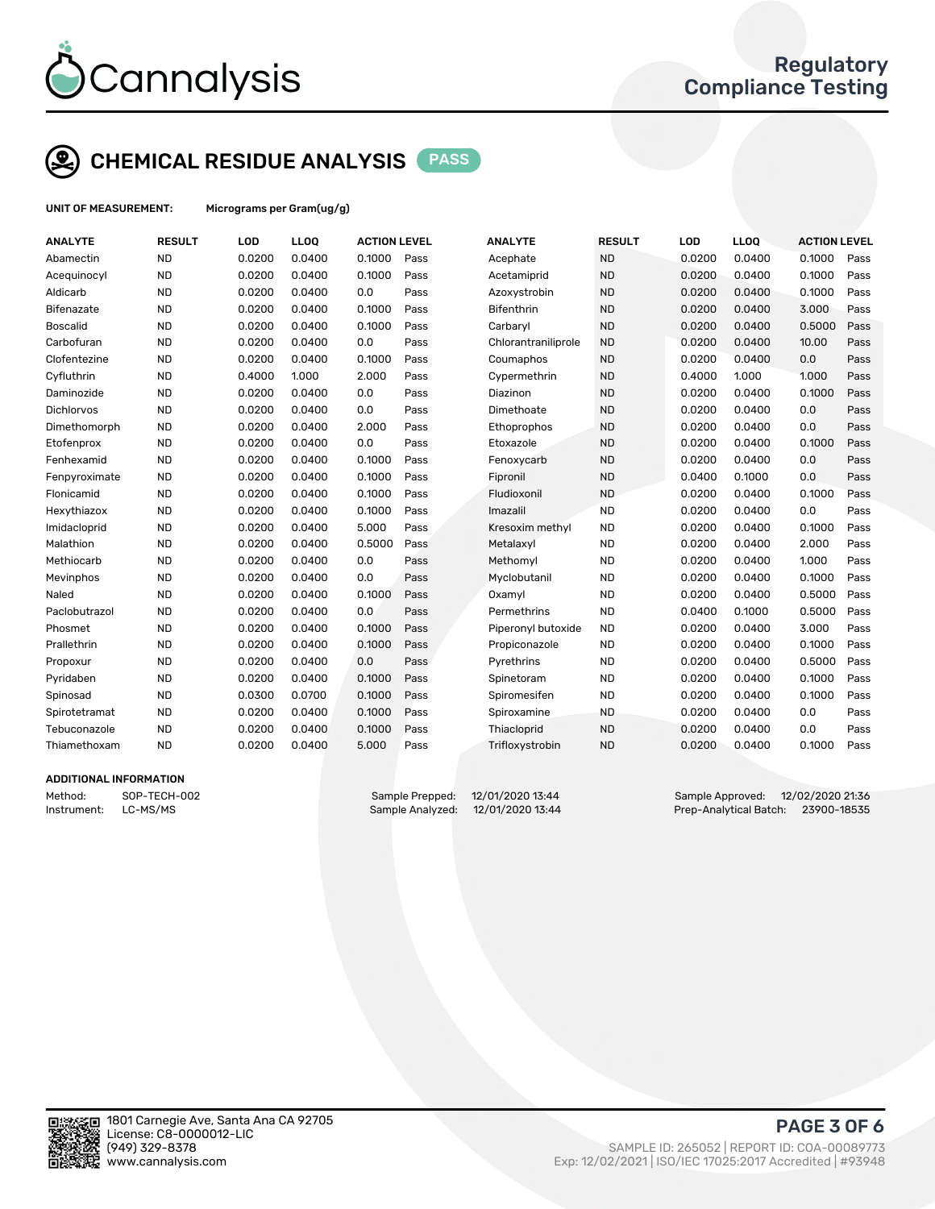# CHEMICAL RESIDUE ANALYSIS PASS

**UNIT OF MEASUREMENT:** Micrograms per Gram(ug/g)

| ANALYTE | RESULT | LOD | LLOQ | ACTION LEVEL | | ANALYTE | RESULT | LOD | LLOQ | ACTION LEVEL | |
|---|---|---|---|---|---|---|---|---|---|---|---|
| Abamectin | ND | 0.0200 | 0.0400 | 0.1000 | Pass | Acephate | ND | 0.0200 | 0.0400 | 0.1000 | Pass |
| Acequinocyl | ND | 0.0200 | 0.0400 | 0.1000 | Pass | Acetamiprid | ND | 0.0200 | 0.0400 | 0.1000 | Pass |
| Aldicarb | ND | 0.0200 | 0.0400 | 0.0 | Pass | Azoxystrobin | ND | 0.0200 | 0.0400 | 0.1000 | Pass |
| Bifenazate | ND | 0.0200 | 0.0400 | 0.1000 | Pass | Bifenthrin | ND | 0.0200 | 0.0400 | 3.000 | Pass |
| Boscalid | ND | 0.0200 | 0.0400 | 0.1000 | Pass | Carbaryl | ND | 0.0200 | 0.0400 | 0.5000 | Pass |
| Carbofuran | ND | 0.0200 | 0.0400 | 0.0 | Pass | Chlorantraniliprole | ND | 0.0200 | 0.0400 | 10.00 | Pass |
| Clofentezine | ND | 0.0200 | 0.0400 | 0.1000 | Pass | Coumaphos | ND | 0.0200 | 0.0400 | 0.0 | Pass |
| Cyfluthrin | ND | 0.4000 | 1.000 | 2.000 | Pass | Cypermethrin | ND | 0.4000 | 1.000 | 1.000 | Pass |
| Daminozide | ND | 0.0200 | 0.0400 | 0.0 | Pass | Diazinon | ND | 0.0200 | 0.0400 | 0.1000 | Pass |
| Dichlorvos | ND | 0.0200 | 0.0400 | 0.0 | Pass | Dimethoate | ND | 0.0200 | 0.0400 | 0.0 | Pass |
| Dimethomorph | ND | 0.0200 | 0.0400 | 2.000 | Pass | Ethoprophos | ND | 0.0200 | 0.0400 | 0.0 | Pass |
| Etofenprox | ND | 0.0200 | 0.0400 | 0.0 | Pass | Etoxazole | ND | 0.0200 | 0.0400 | 0.1000 | Pass |
| Fenhexamid | ND | 0.0200 | 0.0400 | 0.1000 | Pass | Fenoxycarb | ND | 0.0200 | 0.0400 | 0.0 | Pass |
| Fenpyroximate | ND | 0.0200 | 0.0400 | 0.1000 | Pass | Fipronil | ND | 0.0400 | 0.1000 | 0.0 | Pass |
| Flonicamid | ND | 0.0200 | 0.0400 | 0.1000 | Pass | Fludioxonil | ND | 0.0200 | 0.0400 | 0.1000 | Pass |
| Hexythiazox | ND | 0.0200 | 0.0400 | 0.1000 | Pass | Imazalil | ND | 0.0200 | 0.0400 | 0.0 | Pass |
| Imidacloprid | ND | 0.0200 | 0.0400 | 5.000 | Pass | Kresoxim methyl | ND | 0.0200 | 0.0400 | 0.1000 | Pass |
| Malathion | ND | 0.0200 | 0.0400 | 0.5000 | Pass | Metalaxyl | ND | 0.0200 | 0.0400 | 2.000 | Pass |
| Methiocarb | ND | 0.0200 | 0.0400 | 0.0 | Pass | Methomyl | ND | 0.0200 | 0.0400 | 1.000 | Pass |
| Mevinphos | ND | 0.0200 | 0.0400 | 0.0 | Pass | Myclobutanil | ND | 0.0200 | 0.0400 | 0.1000 | Pass |
| Naled | ND | 0.0200 | 0.0400 | 0.1000 | Pass | Oxamyl | ND | 0.0200 | 0.0400 | 0.5000 | Pass |
| Paclobutrazol | ND | 0.0200 | 0.0400 | 0.0 | Pass | Permethrins | ND | 0.0400 | 0.1000 | 0.5000 | Pass |
| Phosmet | ND | 0.0200 | 0.0400 | 0.1000 | Pass | Piperonyl butoxide | ND | 0.0200 | 0.0400 | 3.000 | Pass |
| Prallethrin | ND | 0.0200 | 0.0400 | 0.1000 | Pass | Propiconazole | ND | 0.0200 | 0.0400 | 0.1000 | Pass |
| Propoxur | ND | 0.0200 | 0.0400 | 0.0 | Pass | Pyrethrins | ND | 0.0200 | 0.0400 | 0.5000 | Pass |
| Pyridaben | ND | 0.0200 | 0.0400 | 0.1000 | Pass | Spinetoram | ND | 0.0200 | 0.0400 | 0.1000 | Pass |
| Spinosad | ND | 0.0300 | 0.0700 | 0.1000 | Pass | Spiromesifen | ND | 0.0200 | 0.0400 | 0.1000 | Pass |
| Spirotetramat | ND | 0.0200 | 0.0400 | 0.1000 | Pass | Spiroxamine | ND | 0.0200 | 0.0400 | 0.0 | Pass |
| Tebuconazole | ND | 0.0200 | 0.0400 | 0.1000 | Pass | Thiacloprid | ND | 0.0200 | 0.0400 | 0.0 | Pass |
| Thiamethoxam | ND | 0.0200 | 0.0400 | 5.000 | Pass | Trifloxystrobin | ND | 0.0200 | 0.0400 | 0.1000 | Pass |

## ADDITIONAL INFORMATION

Method: SOP-TECH-002
Instrument: LC-MS/MS

Sample Prepped: 12/01/2020 13:44
Sample Analyzed: 12/01/2020 13:44

Sample Approved: 12/02/2020 21:36
Prep-Analytical Batch: 23900-18535

1801 Carnegie Ave, Santa Ana CA 92705
License: C8-0000012-LIC
(949) 329-8378
www.cannalysis.com

SAMPLE ID: 265052 | REPORT ID: COA-00089773
Exp: 12/02/2021 | ISO/IEC 17025:2017 Accredited | #93948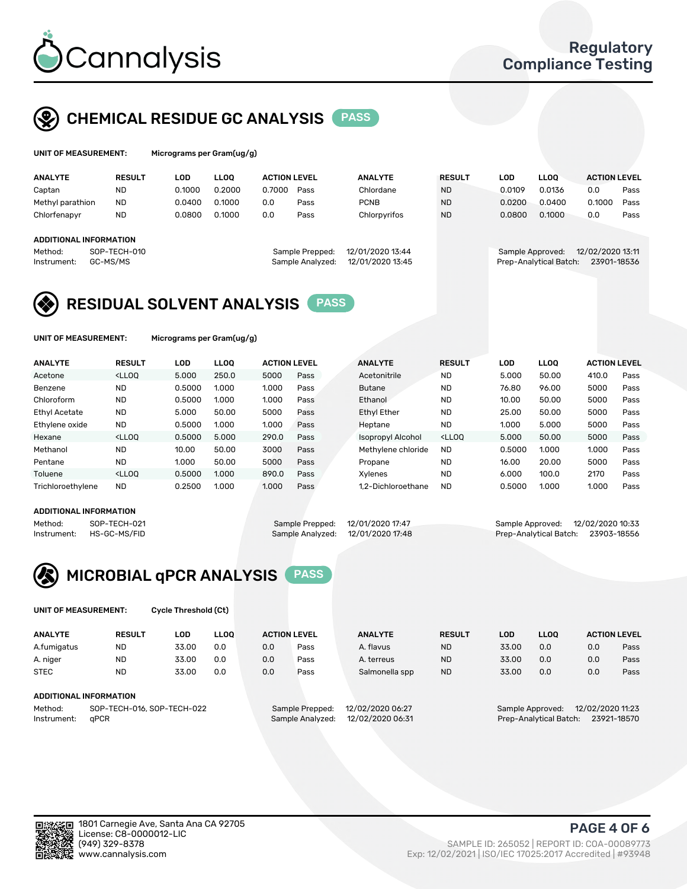# Cannalysis

Regulatory Compliance Testing

## CHEMICAL RESIDUE GC ANALYSIS PASS

**UNIT OF MEASUREMENT:** Micrograms per Gram(ug/g)

| ANALYTE | RESULT | LOD | LLOQ | ACTION LEVEL | | ANALYTE | RESULT | LOD | LLOQ | ACTION LEVEL | |
|---|---|---|---|---|---|---|---|---|---|---|---|
| Captan | ND | 0.1000 | 0.2000 | 0.7000 | Pass | Chlordane | ND | 0.0109 | 0.0136 | 0.0 | Pass |
| Methyl parathion | ND | 0.0400 | 0.1000 | 0.0 | Pass | PCNB | ND | 0.0200 | 0.0400 | 0.1000 | Pass |
| Chlorfenapyr | ND | 0.0800 | 0.1000 | 0.0 | Pass | Chlorpyrifos | ND | 0.0800 | 0.1000 | 0.0 | Pass |

**ADDITIONAL INFORMATION**

Method: SOP-TECH-010
Instrument: GC-MS/MS
Sample Prepped: 12/01/2020 13:44
Sample Analyzed: 12/01/2020 13:45
Sample Approved: 12/02/2020 13:11
Prep-Analytical Batch: 23901-18536

## RESIDUAL SOLVENT ANALYSIS PASS

**UNIT OF MEASUREMENT:** Micrograms per Gram(ug/g)

| ANALYTE | RESULT | LOD | LLOQ | ACTION LEVEL | | ANALYTE | RESULT | LOD | LLOQ | ACTION LEVEL | |
|---|---|---|---|---|---|---|---|---|---|---|---|
| Acetone | <LLOQ | 5.000 | 250.0 | 5000 | Pass | Acetonitrile | ND | 5.000 | 50.00 | 410.0 | Pass |
| Benzene | ND | 0.5000 | 1.000 | 1.000 | Pass | Butane | ND | 76.80 | 96.00 | 5000 | Pass |
| Chloroform | ND | 0.5000 | 1.000 | 1.000 | Pass | Ethanol | ND | 10.00 | 50.00 | 5000 | Pass |
| Ethyl Acetate | ND | 5.000 | 50.00 | 5000 | Pass | Ethyl Ether | ND | 25.00 | 50.00 | 5000 | Pass |
| Ethylene oxide | ND | 0.5000 | 1.000 | 1.000 | Pass | Heptane | ND | 1.000 | 5.000 | 5000 | Pass |
| Hexane | <LLOQ | 0.5000 | 5.000 | 290.0 | Pass | Isopropyl Alcohol | <LLOQ | 5.000 | 50.00 | 5000 | Pass |
| Methanol | ND | 10.00 | 50.00 | 3000 | Pass | Methylene chloride | ND | 0.5000 | 1.000 | 1.000 | Pass |
| Pentane | ND | 1.000 | 50.00 | 5000 | Pass | Propane | ND | 16.00 | 20.00 | 5000 | Pass |
| Toluene | <LLOQ | 0.5000 | 1.000 | 890.0 | Pass | Xylenes | ND | 6.000 | 100.0 | 2170 | Pass |
| Trichloroethylene | ND | 0.2500 | 1.000 | 1.000 | Pass | 1,2-Dichloroethane | ND | 0.5000 | 1.000 | 1.000 | Pass |

**ADDITIONAL INFORMATION**

Method: SOP-TECH-021
Instrument: HS-GC-MS/FID
Sample Prepped: 12/01/2020 17:47
Sample Analyzed: 12/01/2020 17:48
Sample Approved: 12/02/2020 10:33
Prep-Analytical Batch: 23903-18556

## MICROBIAL qPCR ANALYSIS PASS

**UNIT OF MEASUREMENT:** Cycle Threshold (Ct)

| ANALYTE | RESULT | LOD | LLOQ | ACTION LEVEL | | ANALYTE | RESULT | LOD | LLOQ | ACTION LEVEL | |
|---|---|---|---|---|---|---|---|---|---|---|---|
| A.fumigatus | ND | 33.00 | 0.0 | 0.0 | Pass | A. flavus | ND | 33.00 | 0.0 | 0.0 | Pass |
| A. niger | ND | 33.00 | 0.0 | 0.0 | Pass | A. terreus | ND | 33.00 | 0.0 | 0.0 | Pass |
| STEC | ND | 33.00 | 0.0 | 0.0 | Pass | Salmonella spp | ND | 33.00 | 0.0 | 0.0 | Pass |

**ADDITIONAL INFORMATION**

Method: SOP-TECH-016, SOP-TECH-022
Instrument: qPCR
Sample Prepped: 12/02/2020 06:27
Sample Analyzed: 12/02/2020 06:31
Sample Approved: 12/02/2020 11:23
Prep-Analytical Batch: 23921-18570

1801 Carnegie Ave, Santa Ana CA 92705
License: C8-0000012-LIC
(949) 329-8378
www.cannalysis.com

SAMPLE ID: 265052 | REPORT ID: COA-00089773
Exp: 12/02/2021 | ISO/IEC 17025:2017 Accredited | #93948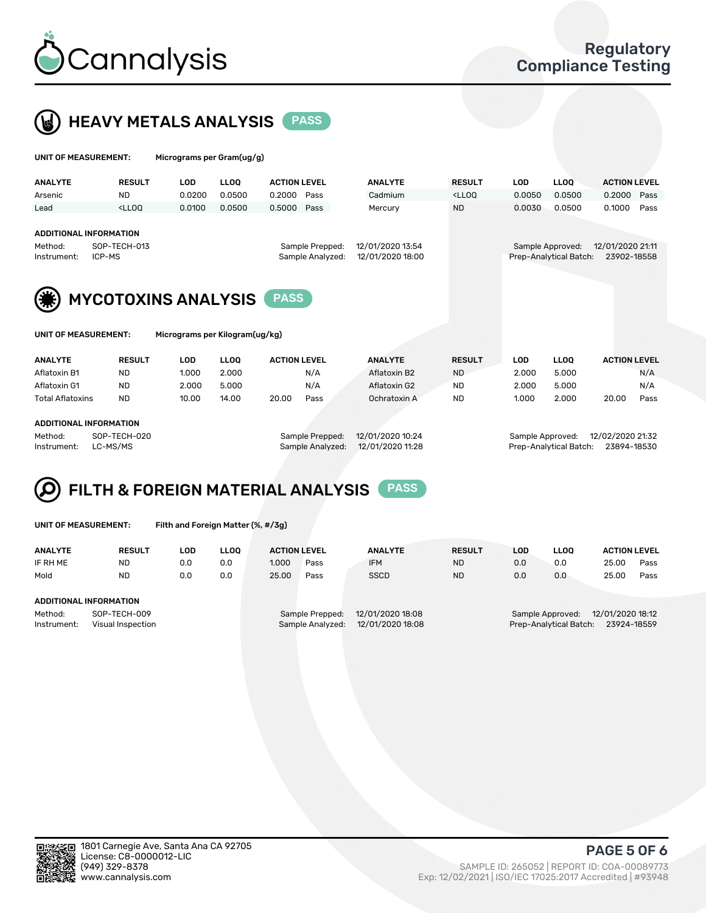## HEAVY METALS ANALYSIS PASS

**UNIT OF MEASUREMENT:** Micrograms per Gram(ug/g)

| ANALYTE | RESULT | LOD | LLOQ | ACTION LEVEL | | ANALYTE | RESULT | LOD | LLOQ | ACTION LEVEL | |
|---|---|---|---|---|---|---|---|---|---|---|---|
| Arsenic | ND | 0.0200 | 0.0500 | 0.2000 | Pass | Cadmium | <LLOQ | 0.0050 | 0.0500 | 0.2000 | Pass |
| Lead | <LLOQ | 0.0100 | 0.0500 | 0.5000 | Pass | Mercury | ND | 0.0030 | 0.0500 | 0.1000 | Pass |

**ADDITIONAL INFORMATION**

Method: SOP-TECH-013
Instrument: ICP-MS
Sample Prepped: 12/01/2020 13:54
Sample Analyzed: 12/01/2020 18:00
Sample Approved: 12/01/2020 21:11
Prep-Analytical Batch: 23902-18558

## MYCOTOXINS ANALYSIS PASS

**UNIT OF MEASUREMENT:** Micrograms per Kilogram(ug/kg)

| ANALYTE | RESULT | LOD | LLOQ | ACTION LEVEL | | ANALYTE | RESULT | LOD | LLOQ | ACTION LEVEL | |
|---|---|---|---|---|---|---|---|---|---|---|---|
| Aflatoxin B1 | ND | 1.000 | 2.000 | | N/A | Aflatoxin B2 | ND | 2.000 | 5.000 | | N/A |
| Aflatoxin G1 | ND | 2.000 | 5.000 | | N/A | Aflatoxin G2 | ND | 2.000 | 5.000 | | N/A |
| Total Aflatoxins | ND | 10.00 | 14.00 | 20.00 | Pass | Ochratoxin A | ND | 1.000 | 2.000 | 20.00 | Pass |

**ADDITIONAL INFORMATION**

Method: SOP-TECH-020
Instrument: LC-MS/MS
Sample Prepped: 12/01/2020 10:24
Sample Analyzed: 12/01/2020 11:28
Sample Approved: 12/02/2020 21:32
Prep-Analytical Batch: 23894-18530

## FILTH & FOREIGN MATERIAL ANALYSIS PASS

**UNIT OF MEASUREMENT:** Filth and Foreign Matter (%, #/3g)

| ANALYTE | RESULT | LOD | LLOQ | ACTION LEVEL | | ANALYTE | RESULT | LOD | LLOQ | ACTION LEVEL | |
|---|---|---|---|---|---|---|---|---|---|---|---|
| IF RH ME | ND | 0.0 | 0.0 | 1.000 | Pass | IFM | ND | 0.0 | 0.0 | 25.00 | Pass |
| Mold | ND | 0.0 | 0.0 | 25.00 | Pass | SSCD | ND | 0.0 | 0.0 | 25.00 | Pass |

**ADDITIONAL INFORMATION**

Method: SOP-TECH-009
Instrument: Visual Inspection
Sample Prepped: 12/01/2020 18:08
Sample Analyzed: 12/01/2020 18:08
Sample Approved: 12/01/2020 18:12
Prep-Analytical Batch: 23924-18559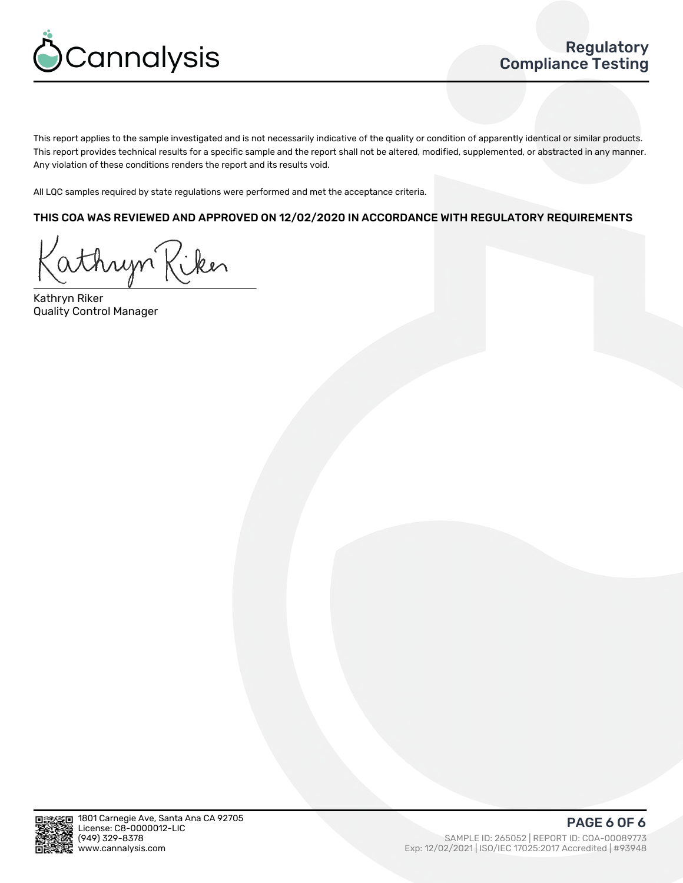This report applies to the sample investigated and is not necessarily indicative of the quality or condition of apparently identical or similar products. This report provides technical results for a specific sample and the report shall not be altered, modified, supplemented, or abstracted in any manner. Any violation of these conditions renders the report and its results void.

All LQC samples required by state regulations were performed and met the acceptance criteria.

**THIS COA WAS REVIEWED AND APPROVED ON 12/02/2020 IN ACCORDANCE WITH REGULATORY REQUIREMENTS**

Kathryn Riker
Quality Control Manager